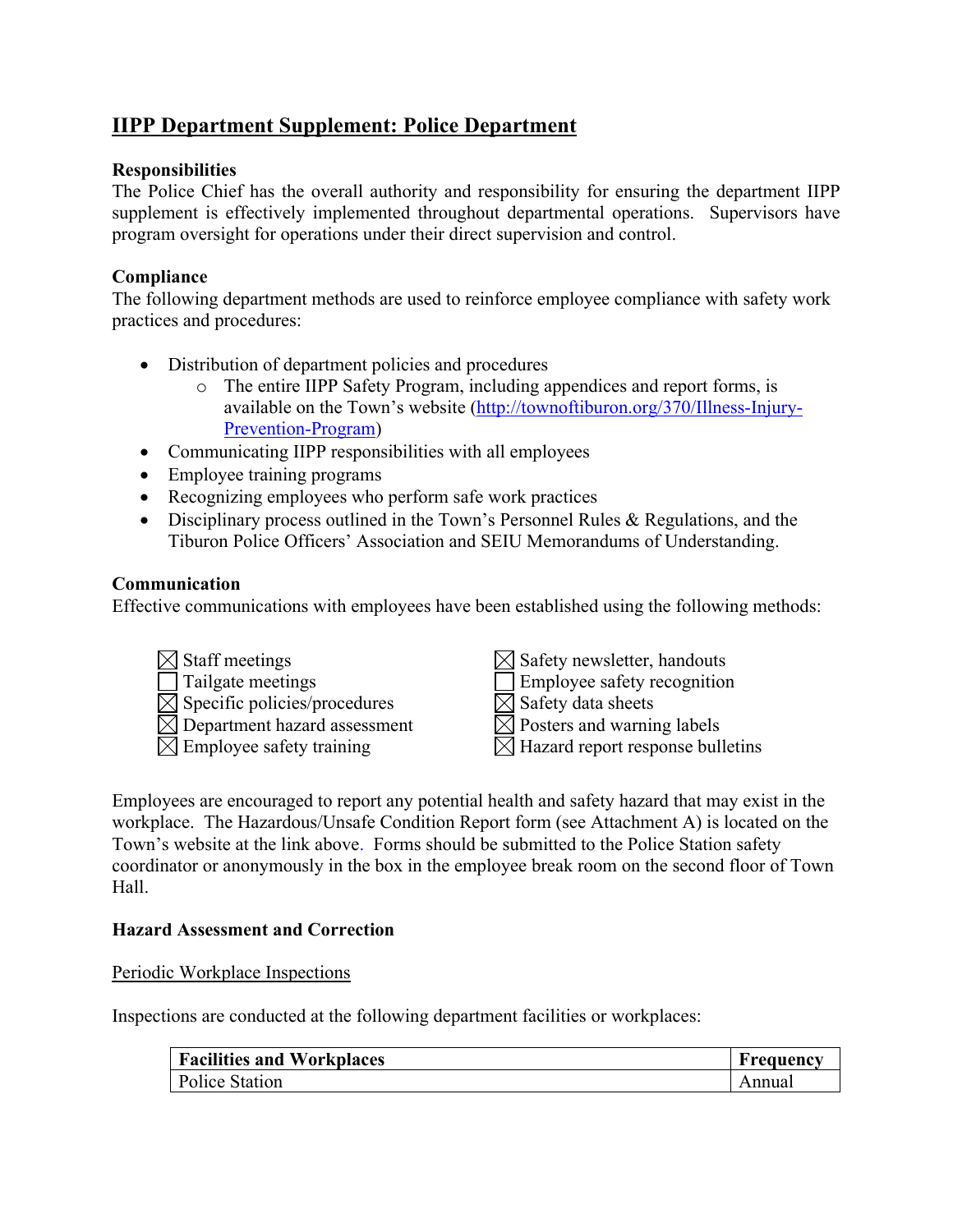# IIPP Department Supplement: Police Department

**Responsibilities**

The Police Chief has the overall authority and responsibility for ensuring the department IIPP supplement is effectively implemented throughout departmental operations. Supervisors have program oversight for operations under their direct supervision and control.

**Compliance**

The following department methods are used to reinforce employee compliance with safety work practices and procedures:

- Distribution of department policies and procedures
  - The entire IIPP Safety Program, including appendices and report forms, is available on the Town's website (http://townoftiburon.org/370/Illness-Injury-Prevention-Program)
- Communicating IIPP responsibilities with all employees
- Employee training programs
- Recognizing employees who perform safe work practices
- Disciplinary process outlined in the Town's Personnel Rules & Regulations, and the Tiburon Police Officers' Association and SEIU Memorandums of Understanding.

**Communication**

Effective communications with employees have been established using the following methods:

- ☒ Staff meetings
- ☐ Tailgate meetings
- ☒ Specific policies/procedures
- ☒ Department hazard assessment
- ☒ Employee safety training
- ☒ Safety newsletter, handouts
- ☐ Employee safety recognition
- ☒ Safety data sheets
- ☒ Posters and warning labels
- ☒ Hazard report response bulletins

Employees are encouraged to report any potential health and safety hazard that may exist in the workplace. The Hazardous/Unsafe Condition Report form (see Attachment A) is located on the Town's website at the link above. Forms should be submitted to the Police Station safety coordinator or anonymously in the box in the employee break room on the second floor of Town Hall.

**Hazard Assessment and Correction**

Periodic Workplace Inspections

Inspections are conducted at the following department facilities or workplaces:

| Facilities and Workplaces | Frequency |
|---|---|
| Police Station | Annual |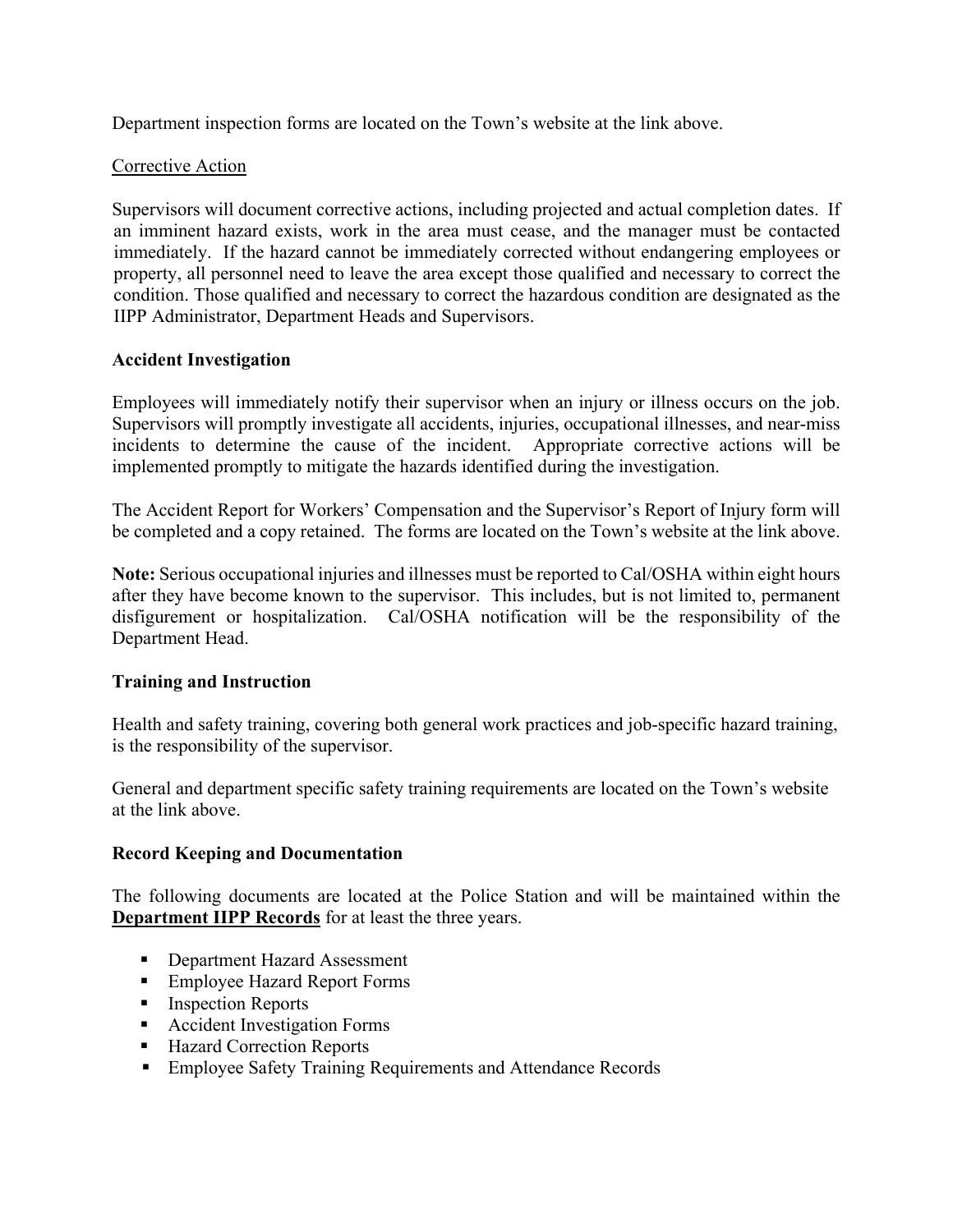Department inspection forms are located on the Town's website at the link above.

Corrective Action

Supervisors will document corrective actions, including projected and actual completion dates. If an imminent hazard exists, work in the area must cease, and the manager must be contacted immediately. If the hazard cannot be immediately corrected without endangering employees or property, all personnel need to leave the area except those qualified and necessary to correct the condition. Those qualified and necessary to correct the hazardous condition are designated as the IIPP Administrator, Department Heads and Supervisors.

**Accident Investigation**

Employees will immediately notify their supervisor when an injury or illness occurs on the job. Supervisors will promptly investigate all accidents, injuries, occupational illnesses, and near-miss incidents to determine the cause of the incident. Appropriate corrective actions will be implemented promptly to mitigate the hazards identified during the investigation.

The Accident Report for Workers' Compensation and the Supervisor's Report of Injury form will be completed and a copy retained. The forms are located on the Town's website at the link above.

**Note:** Serious occupational injuries and illnesses must be reported to Cal/OSHA within eight hours after they have become known to the supervisor. This includes, but is not limited to, permanent disfigurement or hospitalization. Cal/OSHA notification will be the responsibility of the Department Head.

**Training and Instruction**

Health and safety training, covering both general work practices and job-specific hazard training, is the responsibility of the supervisor.

General and department specific safety training requirements are located on the Town's website at the link above.

**Record Keeping and Documentation**

The following documents are located at the Police Station and will be maintained within the **Department IIPP Records** for at least the three years.

- Department Hazard Assessment
- Employee Hazard Report Forms
- Inspection Reports
- Accident Investigation Forms
- Hazard Correction Reports
- Employee Safety Training Requirements and Attendance Records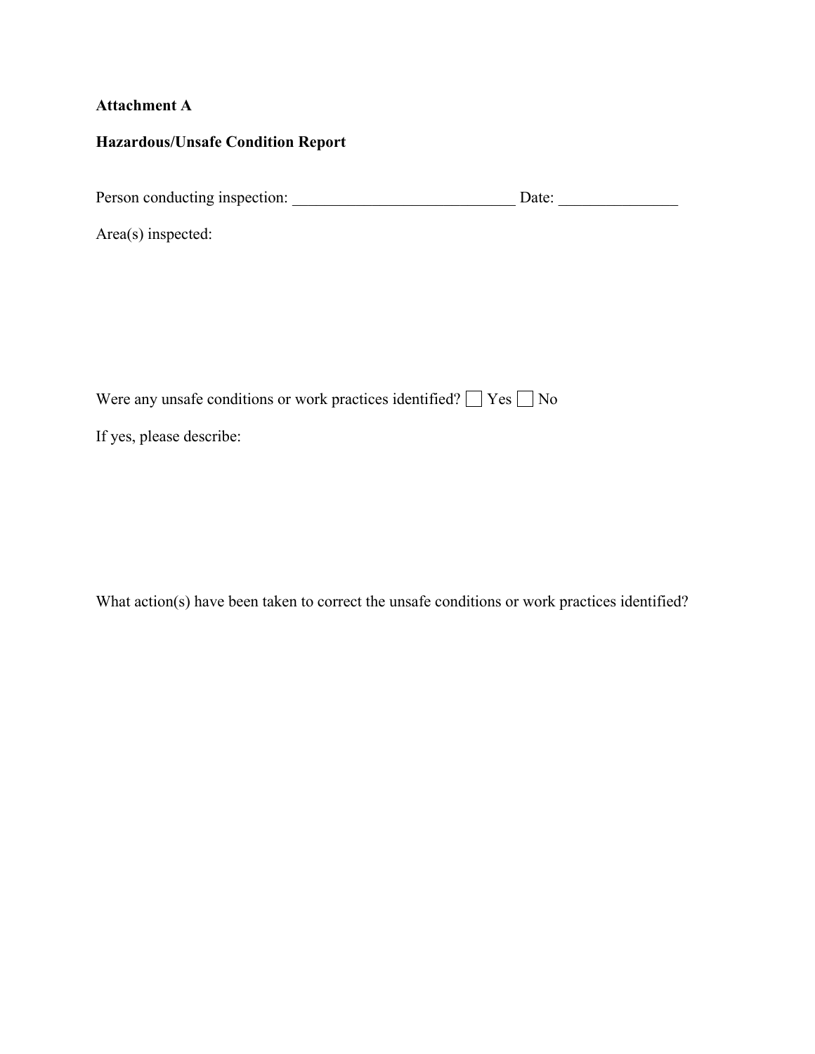**Attachment A**

**Hazardous/Unsafe Condition Report**

Person conducting inspection: ____________________________ Date: _______________

Area(s) inspected:

Were any unsafe conditions or work practices identified? ☐ Yes ☐ No

If yes, please describe:

What action(s) have been taken to correct the unsafe conditions or work practices identified?